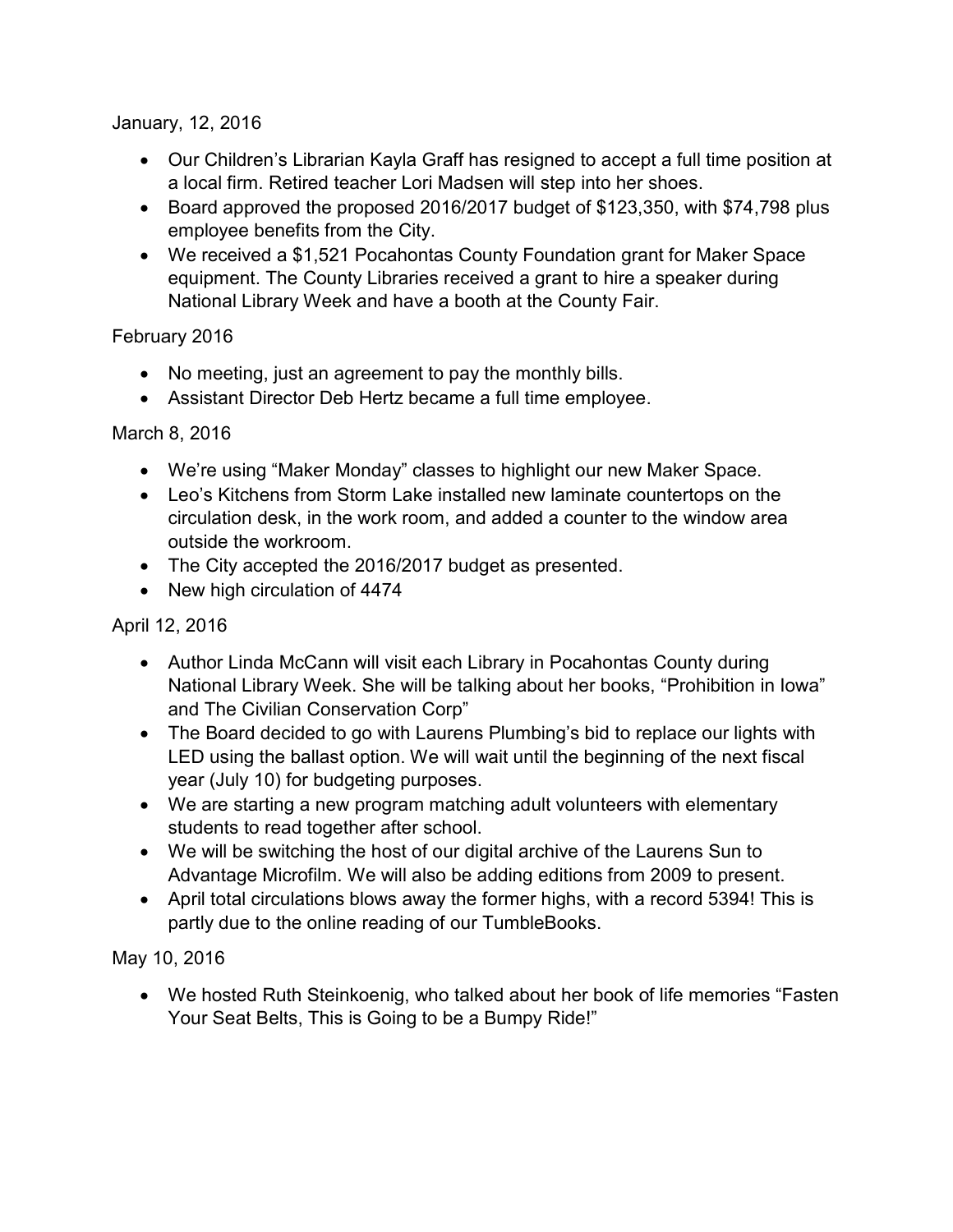January, 12, 2016

- Our Children's Librarian Kayla Graff has resigned to accept a full time position at a local firm. Retired teacher Lori Madsen will step into her shoes.
- Board approved the proposed 2016/2017 budget of $123,350, with $74,798 plus employee benefits from the City.
- We received a $1,521 Pocahontas County Foundation grant for Maker Space equipment. The County Libraries received a grant to hire a speaker during National Library Week and have a booth at the County Fair.

February 2016

- No meeting, just an agreement to pay the monthly bills.
- Assistant Director Deb Hertz became a full time employee.

March 8, 2016

- We're using "Maker Monday" classes to highlight our new Maker Space.
- Leo's Kitchens from Storm Lake installed new laminate countertops on the circulation desk, in the work room, and added a counter to the window area outside the workroom.
- The City accepted the 2016/2017 budget as presented.
- New high circulation of 4474

April 12, 2016

- Author Linda McCann will visit each Library in Pocahontas County during National Library Week. She will be talking about her books, "Prohibition in Iowa" and The Civilian Conservation Corp"
- The Board decided to go with Laurens Plumbing's bid to replace our lights with LED using the ballast option. We will wait until the beginning of the next fiscal year (July 10) for budgeting purposes.
- We are starting a new program matching adult volunteers with elementary students to read together after school.
- We will be switching the host of our digital archive of the Laurens Sun to Advantage Microfilm. We will also be adding editions from 2009 to present.
- April total circulations blows away the former highs, with a record 5394! This is partly due to the online reading of our TumbleBooks.

May 10, 2016

- We hosted Ruth Steinkoenig, who talked about her book of life memories "Fasten Your Seat Belts, This is Going to be a Bumpy Ride!"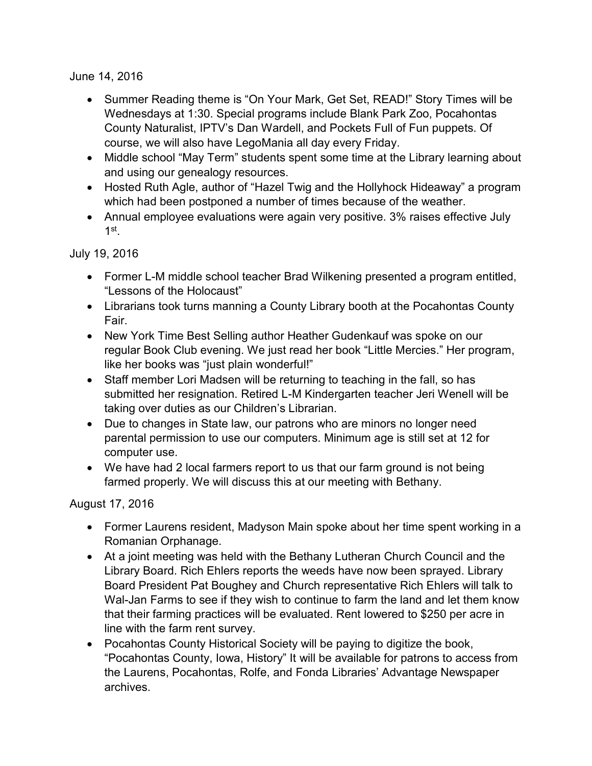June 14, 2016

- Summer Reading theme is "On Your Mark, Get Set, READ!" Story Times will be Wednesdays at 1:30. Special programs include Blank Park Zoo, Pocahontas County Naturalist, IPTV's Dan Wardell, and Pockets Full of Fun puppets. Of course, we will also have LegoMania all day every Friday.
- Middle school "May Term" students spent some time at the Library learning about and using our genealogy resources.
- Hosted Ruth Agle, author of "Hazel Twig and the Hollyhock Hideaway" a program which had been postponed a number of times because of the weather.
- Annual employee evaluations were again very positive. 3% raises effective July 1st.

July 19, 2016

- Former L-M middle school teacher Brad Wilkening presented a program entitled, "Lessons of the Holocaust"
- Librarians took turns manning a County Library booth at the Pocahontas County Fair.
- New York Time Best Selling author Heather Gudenkauf was spoke on our regular Book Club evening. We just read her book "Little Mercies." Her program, like her books was "just plain wonderful!"
- Staff member Lori Madsen will be returning to teaching in the fall, so has submitted her resignation. Retired L-M Kindergarten teacher Jeri Wenell will be taking over duties as our Children's Librarian.
- Due to changes in State law, our patrons who are minors no longer need parental permission to use our computers. Minimum age is still set at 12 for computer use.
- We have had 2 local farmers report to us that our farm ground is not being farmed properly. We will discuss this at our meeting with Bethany.

August 17, 2016

- Former Laurens resident, Madyson Main spoke about her time spent working in a Romanian Orphanage.
- At a joint meeting was held with the Bethany Lutheran Church Council and the Library Board. Rich Ehlers reports the weeds have now been sprayed. Library Board President Pat Boughey and Church representative Rich Ehlers will talk to Wal-Jan Farms to see if they wish to continue to farm the land and let them know that their farming practices will be evaluated. Rent lowered to $250 per acre in line with the farm rent survey.
- Pocahontas County Historical Society will be paying to digitize the book, "Pocahontas County, Iowa, History" It will be available for patrons to access from the Laurens, Pocahontas, Rolfe, and Fonda Libraries' Advantage Newspaper archives.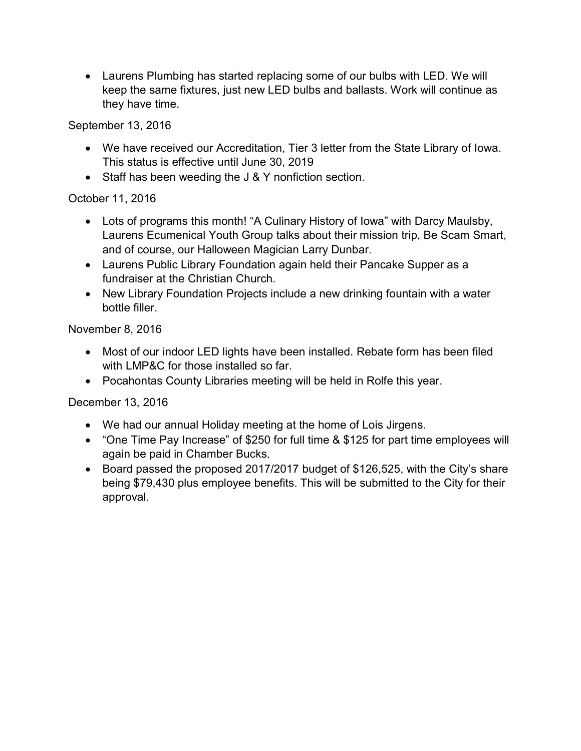- Laurens Plumbing has started replacing some of our bulbs with LED. We will keep the same fixtures, just new LED bulbs and ballasts. Work will continue as they have time.

September 13, 2016

- We have received our Accreditation, Tier 3 letter from the State Library of Iowa. This status is effective until June 30, 2019
- Staff has been weeding the J & Y nonfiction section.

October 11, 2016

- Lots of programs this month! "A Culinary History of Iowa" with Darcy Maulsby, Laurens Ecumenical Youth Group talks about their mission trip, Be Scam Smart, and of course, our Halloween Magician Larry Dunbar.
- Laurens Public Library Foundation again held their Pancake Supper as a fundraiser at the Christian Church.
- New Library Foundation Projects include a new drinking fountain with a water bottle filler.

November 8, 2016

- Most of our indoor LED lights have been installed. Rebate form has been filed with LMP&C for those installed so far.
- Pocahontas County Libraries meeting will be held in Rolfe this year.

December 13, 2016

- We had our annual Holiday meeting at the home of Lois Jirgens.
- "One Time Pay Increase" of $250 for full time & $125 for part time employees will again be paid in Chamber Bucks.
- Board passed the proposed 2017/2017 budget of $126,525, with the City's share being $79,430 plus employee benefits. This will be submitted to the City for their approval.